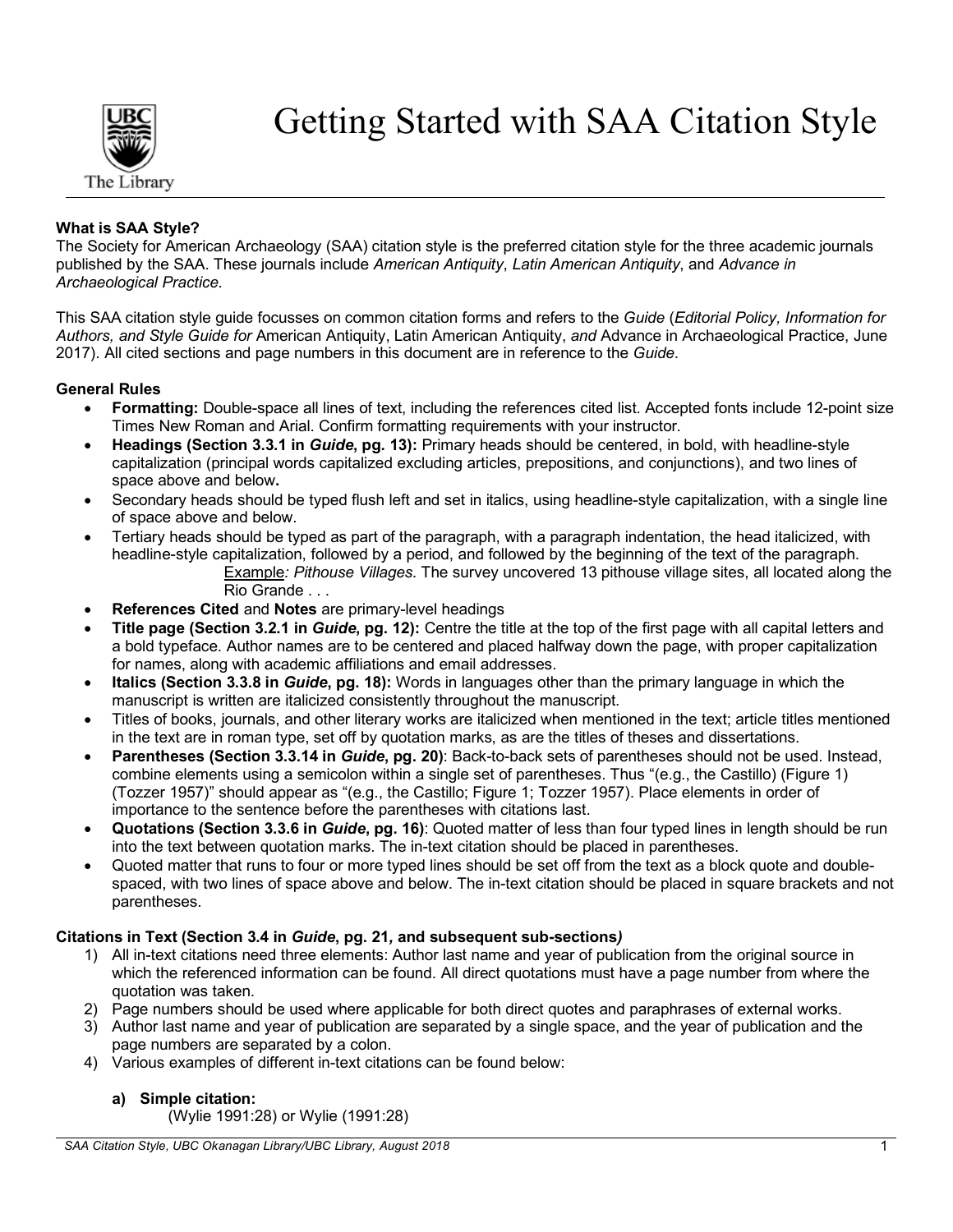# Getting Started with SAA Citation Style

**What is SAA Style?**

The Society for American Archaeology (SAA) citation style is the preferred citation style for the three academic journals published by the SAA. These journals include *American Antiquity*, *Latin American Antiquity*, and *Advance in Archaeological Practice.*

This SAA citation style guide focusses on common citation forms and refers to the *Guide* (*Editorial Policy, Information for Authors, and Style Guide for* American Antiquity, Latin American Antiquity, *and* Advance in Archaeological Practice, June 2017). All cited sections and page numbers in this document are in reference to the *Guide*.

**General Rules**

- **Formatting:** Double-space all lines of text, including the references cited list. Accepted fonts include 12-point size Times New Roman and Arial. Confirm formatting requirements with your instructor.
- **Headings (Section 3.3.1 in *Guide*, pg. 13):** Primary heads should be centered, in bold, with headline-style capitalization (principal words capitalized excluding articles, prepositions, and conjunctions), and two lines of space above and below**.**
- Secondary heads should be typed flush left and set in italics, using headline-style capitalization, with a single line of space above and below.
- Tertiary heads should be typed as part of the paragraph, with a paragraph indentation, the head italicized, with headline-style capitalization, followed by a period, and followed by the beginning of the text of the paragraph.
  Example*: Pithouse Villages.* The survey uncovered 13 pithouse village sites, all located along the Rio Grande . . .
- **References Cited** and **Notes** are primary-level headings
- **Title page (Section 3.2.1 in *Guide*, pg. 12):** Centre the title at the top of the first page with all capital letters and a bold typeface. Author names are to be centered and placed halfway down the page, with proper capitalization for names, along with academic affiliations and email addresses.
- **Italics (Section 3.3.8 in *Guide*, pg. 18):** Words in languages other than the primary language in which the manuscript is written are italicized consistently throughout the manuscript.
- Titles of books, journals, and other literary works are italicized when mentioned in the text; article titles mentioned in the text are in roman type, set off by quotation marks, as are the titles of theses and dissertations.
- **Parentheses (Section 3.3.14 in *Guide*, pg. 20)**: Back-to-back sets of parentheses should not be used. Instead, combine elements using a semicolon within a single set of parentheses. Thus "(e.g., the Castillo) (Figure 1) (Tozzer 1957)" should appear as "(e.g., the Castillo; Figure 1; Tozzer 1957). Place elements in order of importance to the sentence before the parentheses with citations last.
- **Quotations (Section 3.3.6 in *Guide*, pg. 16)**: Quoted matter of less than four typed lines in length should be run into the text between quotation marks. The in-text citation should be placed in parentheses.
- Quoted matter that runs to four or more typed lines should be set off from the text as a block quote and double-spaced, with two lines of space above and below. The in-text citation should be placed in square brackets and not parentheses.

**Citations in Text (Section 3.4 in *Guide*, pg. 21*,* and subsequent sub-sections*)***

1) All in-text citations need three elements: Author last name and year of publication from the original source in which the referenced information can be found. All direct quotations must have a page number from where the quotation was taken.
2) Page numbers should be used where applicable for both direct quotes and paraphrases of external works.
3) Author last name and year of publication are separated by a single space, and the year of publication and the page numbers are separated by a colon.
4) Various examples of different in-text citations can be found below:

   **a) Simple citation:**
   (Wylie 1991:28) or Wylie (1991:28)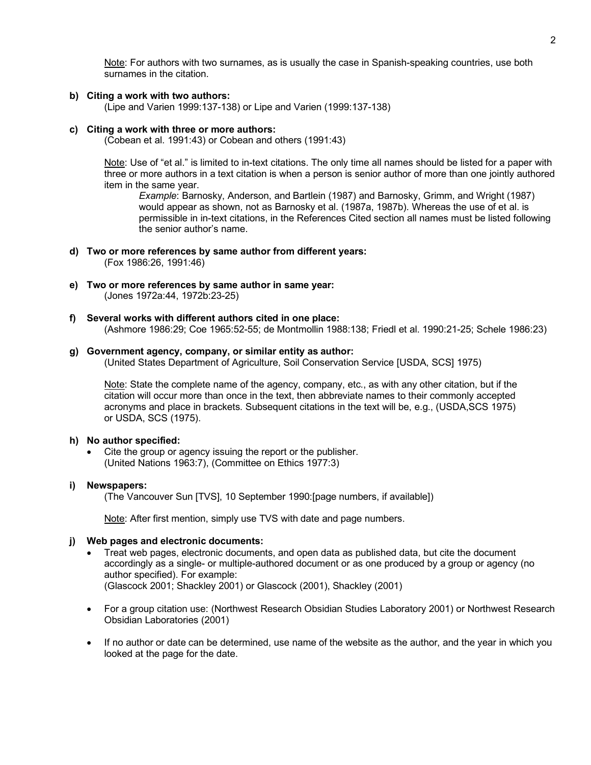Note: For authors with two surnames, as is usually the case in Spanish-speaking countries, use both surnames in the citation.

**b) Citing a work with two authors:**

(Lipe and Varien 1999:137-138) or Lipe and Varien (1999:137-138)

**c) Citing a work with three or more authors:**

(Cobean et al. 1991:43) or Cobean and others (1991:43)

Note: Use of "et al." is limited to in-text citations. The only time all names should be listed for a paper with three or more authors in a text citation is when a person is senior author of more than one jointly authored item in the same year.

> *Example*: Barnosky, Anderson, and Bartlein (1987) and Barnosky, Grimm, and Wright (1987) would appear as shown, not as Barnosky et al. (1987a, 1987b). Whereas the use of et al. is permissible in in-text citations, in the References Cited section all names must be listed following the senior author's name.

**d) Two or more references by same author from different years:**

(Fox 1986:26, 1991:46)

**e) Two or more references by same author in same year:**

(Jones 1972a:44, 1972b:23-25)

**f) Several works with different authors cited in one place:**

(Ashmore 1986:29; Coe 1965:52-55; de Montmollin 1988:138; Friedl et al. 1990:21-25; Schele 1986:23)

**g) Government agency, company, or similar entity as author:**

(United States Department of Agriculture, Soil Conservation Service [USDA, SCS] 1975)

Note: State the complete name of the agency, company, etc., as with any other citation, but if the citation will occur more than once in the text, then abbreviate names to their commonly accepted acronyms and place in brackets. Subsequent citations in the text will be, e.g., (USDA,SCS 1975) or USDA, SCS (1975).

**h) No author specified:**

- Cite the group or agency issuing the report or the publisher.
  (United Nations 1963:7), (Committee on Ethics 1977:3)

**i) Newspapers:**

(The Vancouver Sun [TVS], 10 September 1990:[page numbers, if available])

Note: After first mention, simply use TVS with date and page numbers.

**j) Web pages and electronic documents:**

- Treat web pages, electronic documents, and open data as published data, but cite the document accordingly as a single- or multiple-authored document or as one produced by a group or agency (no author specified). For example:
  (Glascock 2001; Shackley 2001) or Glascock (2001), Shackley (2001)

- For a group citation use: (Northwest Research Obsidian Studies Laboratory 2001) or Northwest Research Obsidian Laboratories (2001)

- If no author or date can be determined, use name of the website as the author, and the year in which you looked at the page for the date.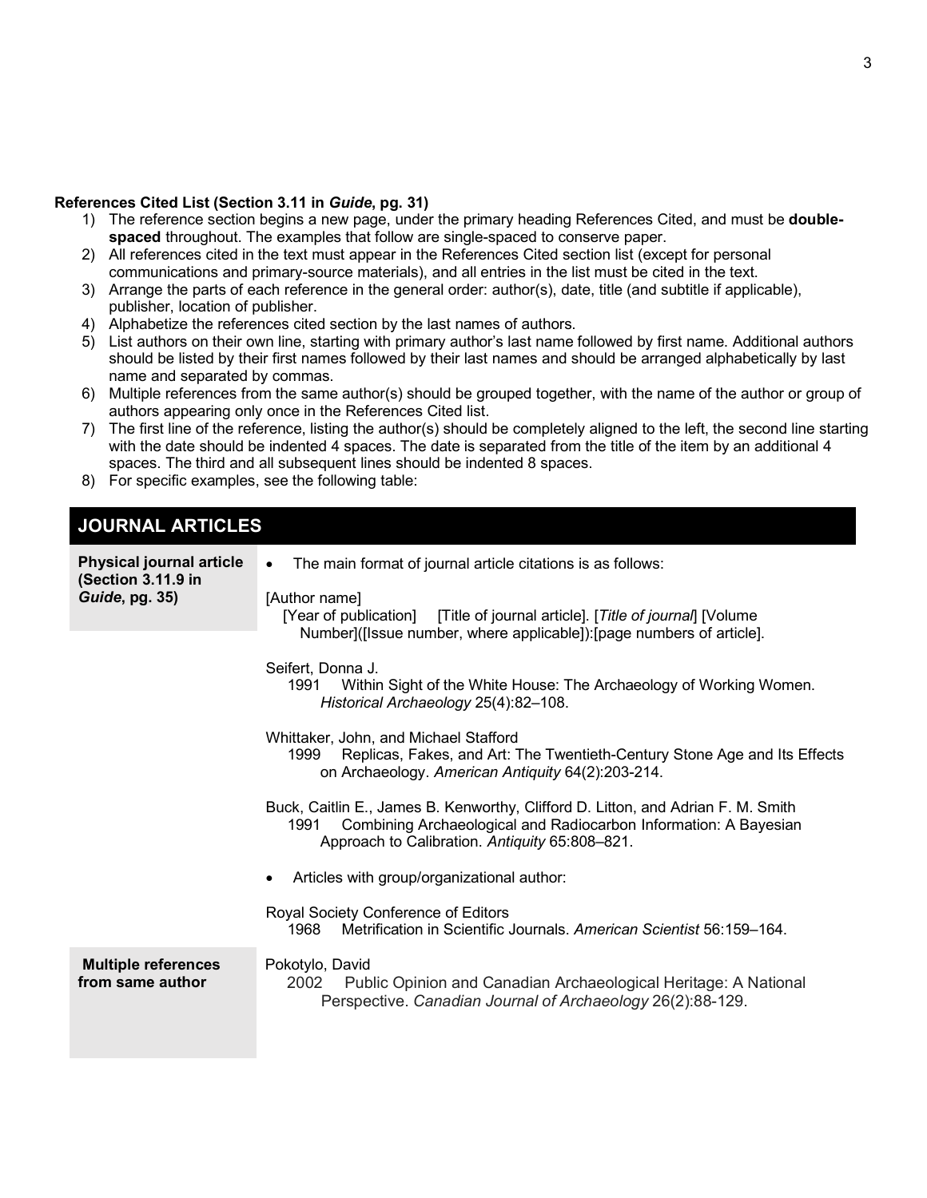**References Cited List (Section 3.11 in *Guide*, pg. 31)**

1) The reference section begins a new page, under the primary heading References Cited, and must be **double-spaced** throughout. The examples that follow are single-spaced to conserve paper.
2) All references cited in the text must appear in the References Cited section list (except for personal communications and primary-source materials), and all entries in the list must be cited in the text.
3) Arrange the parts of each reference in the general order: author(s), date, title (and subtitle if applicable), publisher, location of publisher.
4) Alphabetize the references cited section by the last names of authors.
5) List authors on their own line, starting with primary author's last name followed by first name. Additional authors should be listed by their first names followed by their last names and should be arranged alphabetically by last name and separated by commas.
6) Multiple references from the same author(s) should be grouped together, with the name of the author or group of authors appearing only once in the References Cited list.
7) The first line of the reference, listing the author(s) should be completely aligned to the left, the second line starting with the date should be indented 4 spaces. The date is separated from the title of the item by an additional 4 spaces. The third and all subsequent lines should be indented 8 spaces.
8) For specific examples, see the following table:

| **JOURNAL ARTICLES** | |
|---|---|
| **Physical journal article (Section 3.11.9 in *Guide*, pg. 35)** | • The main format of journal article citations is as follows:<br><br>[Author name]<br>    [Year of publication]    [Title of journal article]. [*Title of journal*] [Volume Number]([Issue number, where applicable]):[page numbers of article].<br><br>Seifert, Donna J.<br>    1991    Within Sight of the White House: The Archaeology of Working Women. *Historical Archaeology* 25(4):82–108.<br><br>Whittaker, John, and Michael Stafford<br>    1999    Replicas, Fakes, and Art: The Twentieth-Century Stone Age and Its Effects on Archaeology. *American Antiquity* 64(2):203-214.<br><br>Buck, Caitlin E., James B. Kenworthy, Clifford D. Litton, and Adrian F. M. Smith<br>    1991    Combining Archaeological and Radiocarbon Information: A Bayesian Approach to Calibration. *Antiquity* 65:808–821.<br><br>• Articles with group/organizational author:<br><br>Royal Society Conference of Editors<br>    1968    Metrification in Scientific Journals. *American Scientist* 56:159–164. |
| **Multiple references from same author** | Pokotylo, David<br>    2002    Public Opinion and Canadian Archaeological Heritage: A National Perspective. *Canadian Journal of Archaeology* 26(2):88-129. |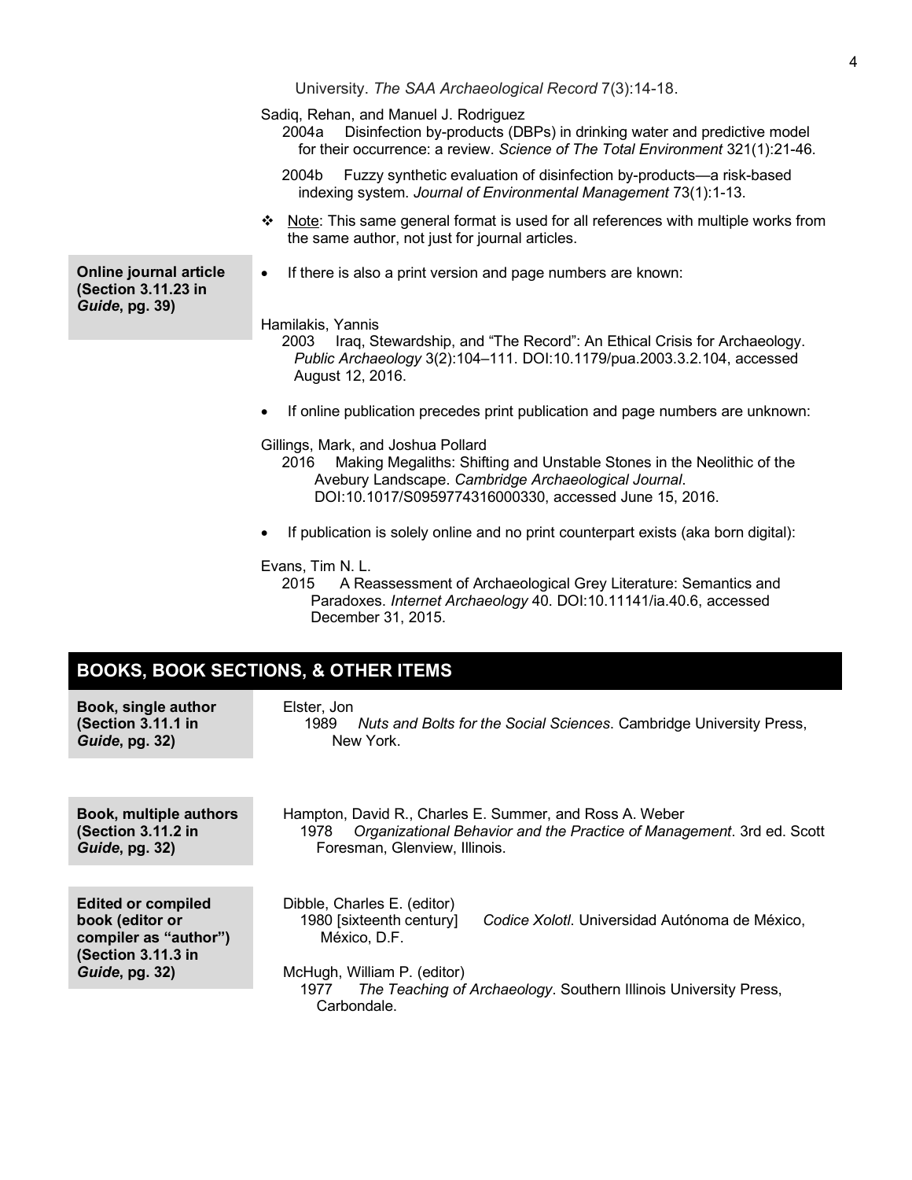University. *The SAA Archaeological Record* 7(3):14-18.

Sadiq, Rehan, and Manuel J. Rodriguez
2004a Disinfection by-products (DBPs) in drinking water and predictive model for their occurrence: a review. *Science of The Total Environment* 321(1):21-46.

2004b Fuzzy synthetic evaluation of disinfection by-products—a risk-based indexing system. *Journal of Environmental Management* 73(1):1-13.

❖ Note: This same general format is used for all references with multiple works from the same author, not just for journal articles.

**Online journal article (Section 3.11.23 in *Guide*, pg. 39)**

- If there is also a print version and page numbers are known:

Hamilakis, Yannis
2003 Iraq, Stewardship, and "The Record": An Ethical Crisis for Archaeology. *Public Archaeology* 3(2):104–111. DOI:10.1179/pua.2003.3.2.104, accessed August 12, 2016.

- If online publication precedes print publication and page numbers are unknown:

Gillings, Mark, and Joshua Pollard
2016 Making Megaliths: Shifting and Unstable Stones in the Neolithic of the Avebury Landscape. *Cambridge Archaeological Journal*. DOI:10.1017/S0959774316000330, accessed June 15, 2016.

- If publication is solely online and no print counterpart exists (aka born digital):

Evans, Tim N. L.
2015 A Reassessment of Archaeological Grey Literature: Semantics and Paradoxes. *Internet Archaeology* 40. DOI:10.11141/ia.40.6, accessed December 31, 2015.

## BOOKS, BOOK SECTIONS, & OTHER ITEMS

**Book, single author (Section 3.11.1 in *Guide*, pg. 32)**

Elster, Jon
1989 *Nuts and Bolts for the Social Sciences*. Cambridge University Press, New York.

**Book, multiple authors (Section 3.11.2 in *Guide*, pg. 32)**

Hampton, David R., Charles E. Summer, and Ross A. Weber
1978 *Organizational Behavior and the Practice of Management*. 3rd ed. Scott Foresman, Glenview, Illinois.

**Edited or compiled book (editor or compiler as "author") (Section 3.11.3 in *Guide*, pg. 32)**

Dibble, Charles E. (editor)
1980 [sixteenth century] *Codice Xolotl*. Universidad Autónoma de México, México, D.F.

McHugh, William P. (editor)
1977 *The Teaching of Archaeology*. Southern Illinois University Press, Carbondale.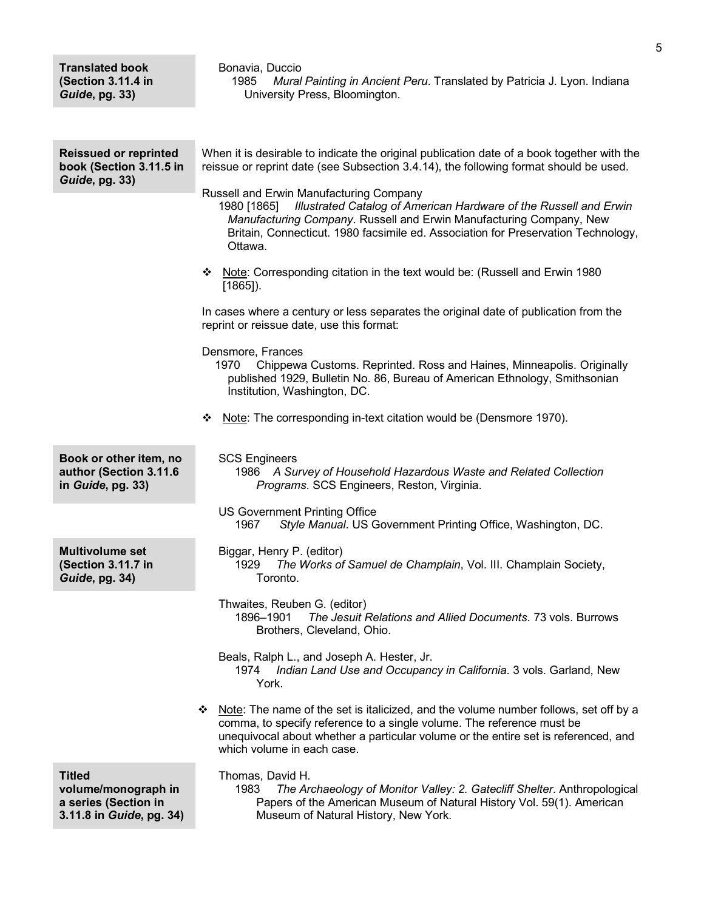**Translated book (Section 3.11.4 in *Guide*, pg. 33)**

Bonavia, Duccio
1985 *Mural Painting in Ancient Peru*. Translated by Patricia J. Lyon. Indiana University Press, Bloomington.

**Reissued or reprinted book (Section 3.11.5 in *Guide*, pg. 33)**

When it is desirable to indicate the original publication date of a book together with the reissue or reprint date (see Subsection 3.4.14), the following format should be used.

Russell and Erwin Manufacturing Company
1980 [1865] *Illustrated Catalog of American Hardware of the Russell and Erwin Manufacturing Company*. Russell and Erwin Manufacturing Company, New Britain, Connecticut. 1980 facsimile ed. Association for Preservation Technology, Ottawa.

- Note: Corresponding citation in the text would be: (Russell and Erwin 1980 [1865]).

In cases where a century or less separates the original date of publication from the reprint or reissue date, use this format:

Densmore, Frances
1970 Chippewa Customs. Reprinted. Ross and Haines, Minneapolis. Originally published 1929, Bulletin No. 86, Bureau of American Ethnology, Smithsonian Institution, Washington, DC.

- Note: The corresponding in-text citation would be (Densmore 1970).

**Book or other item, no author (Section 3.11.6 in *Guide*, pg. 33)**

SCS Engineers
1986 *A Survey of Household Hazardous Waste and Related Collection Programs*. SCS Engineers, Reston, Virginia.

US Government Printing Office
1967 *Style Manual*. US Government Printing Office, Washington, DC.

**Multivolume set (Section 3.11.7 in *Guide*, pg. 34)**

Biggar, Henry P. (editor)
1929 *The Works of Samuel de Champlain*, Vol. III. Champlain Society, Toronto.

Thwaites, Reuben G. (editor)
1896–1901 *The Jesuit Relations and Allied Documents*. 73 vols. Burrows Brothers, Cleveland, Ohio.

Beals, Ralph L., and Joseph A. Hester, Jr.
1974 *Indian Land Use and Occupancy in California*. 3 vols. Garland, New York.

- Note: The name of the set is italicized, and the volume number follows, set off by a comma, to specify reference to a single volume. The reference must be unequivocal about whether a particular volume or the entire set is referenced, and which volume in each case.

**Titled volume/monograph in a series (Section 3.11.8 in *Guide*, pg. 34)**

Thomas, David H.
1983 *The Archaeology of Monitor Valley: 2. Gatecliff Shelter*. Anthropological Papers of the American Museum of Natural History Vol. 59(1). American Museum of Natural History, New York.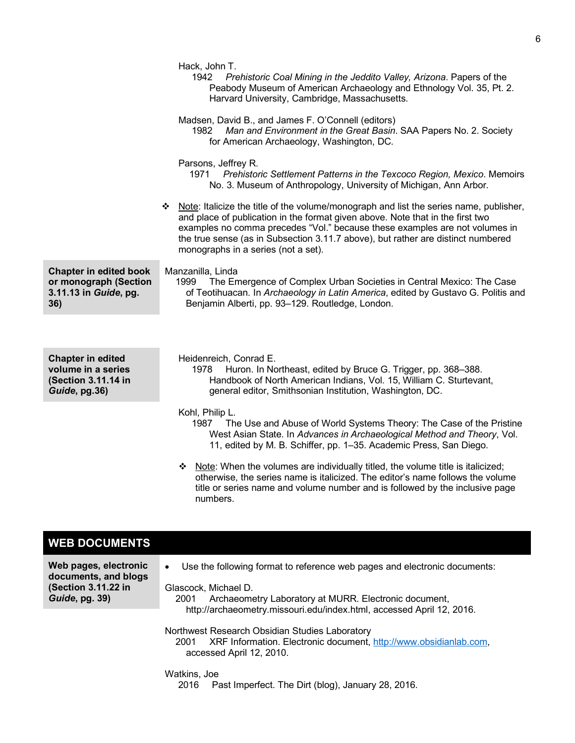Hack, John T.
1942 *Prehistoric Coal Mining in the Jeddito Valley, Arizona*. Papers of the Peabody Museum of American Archaeology and Ethnology Vol. 35, Pt. 2. Harvard University, Cambridge, Massachusetts.

Madsen, David B., and James F. O'Connell (editors)
1982 *Man and Environment in the Great Basin*. SAA Papers No. 2. Society for American Archaeology, Washington, DC.

Parsons, Jeffrey R.
1971 *Prehistoric Settlement Patterns in the Texcoco Region, Mexico*. Memoirs No. 3. Museum of Anthropology, University of Michigan, Ann Arbor.

- Note: Italicize the title of the volume/monograph and list the series name, publisher, and place of publication in the format given above. Note that in the first two examples no comma precedes "Vol." because these examples are not volumes in the true sense (as in Subsection 3.11.7 above), but rather are distinct numbered monographs in a series (not a set).

**Chapter in edited book or monograph (Section 3.11.13 in *Guide*, pg. 36)**

Manzanilla, Linda
1999 The Emergence of Complex Urban Societies in Central Mexico: The Case of Teotihuacan. In *Archaeology in Latin America*, edited by Gustavo G. Politis and Benjamin Alberti, pp. 93–129. Routledge, London.

**Chapter in edited volume in a series (Section 3.11.14 in *Guide*, pg.36)**

Heidenreich, Conrad E.
1978 Huron. In Northeast, edited by Bruce G. Trigger, pp. 368–388. Handbook of North American Indians, Vol. 15, William C. Sturtevant, general editor, Smithsonian Institution, Washington, DC.

Kohl, Philip L.
1987 The Use and Abuse of World Systems Theory: The Case of the Pristine West Asian State. In *Advances in Archaeological Method and Theory*, Vol. 11, edited by M. B. Schiffer, pp. 1–35. Academic Press, San Diego.

- Note: When the volumes are individually titled, the volume title is italicized; otherwise, the series name is italicized. The editor's name follows the volume title or series name and volume number and is followed by the inclusive page numbers.

## WEB DOCUMENTS

**Web pages, electronic documents, and blogs (Section 3.11.22 in *Guide*, pg. 39)**

- Use the following format to reference web pages and electronic documents:

Glascock, Michael D.
2001 Archaeometry Laboratory at MURR. Electronic document, http://archaeometry.missouri.edu/index.html, accessed April 12, 2016.

Northwest Research Obsidian Studies Laboratory
2001 XRF Information. Electronic document, http://www.obsidianlab.com, accessed April 12, 2010.

Watkins, Joe
2016 Past Imperfect. The Dirt (blog), January 28, 2016.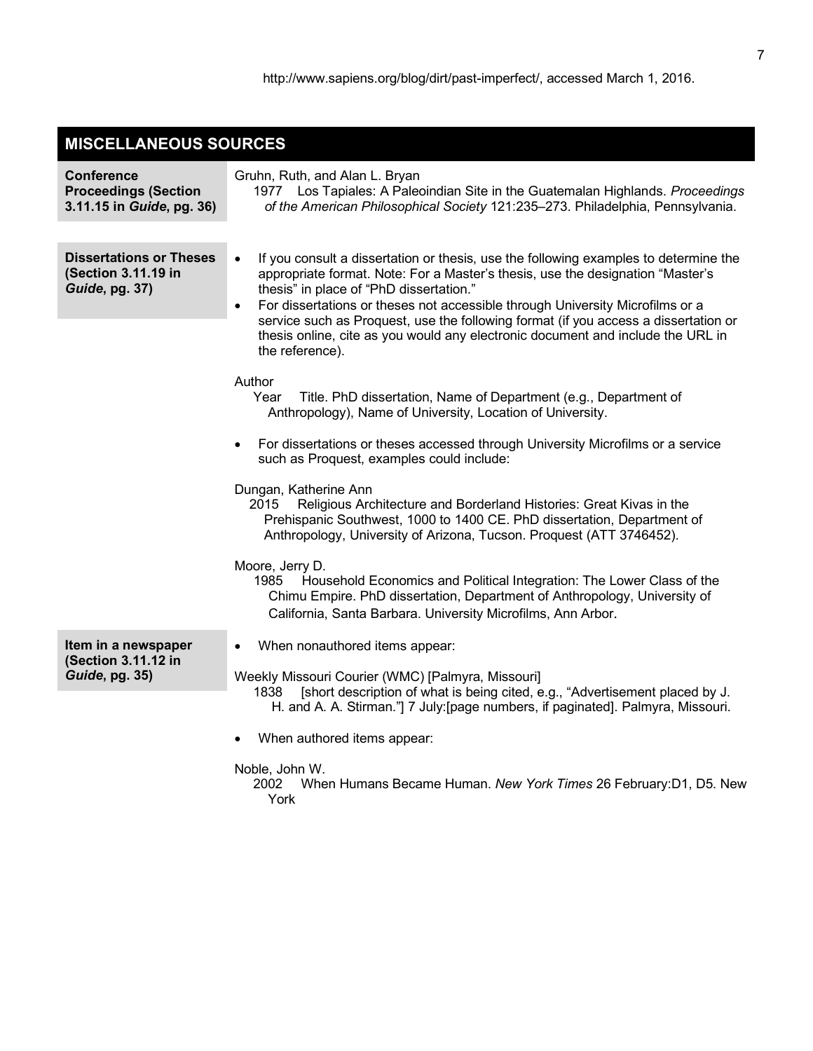http://www.sapiens.org/blog/dirt/past-imperfect/, accessed March 1, 2016.

## MISCELLANEOUS SOURCES

**Conference Proceedings (Section 3.11.15 in *Guide*, pg. 36)**

Gruhn, Ruth, and Alan L. Bryan
1977 Los Tapiales: A Paleoindian Site in the Guatemalan Highlands. *Proceedings of the American Philosophical Society* 121:235–273. Philadelphia, Pennsylvania.

**Dissertations or Theses (Section 3.11.19 in *Guide*, pg. 37)**

- If you consult a dissertation or thesis, use the following examples to determine the appropriate format. Note: For a Master's thesis, use the designation "Master's thesis" in place of "PhD dissertation."
- For dissertations or theses not accessible through University Microfilms or a service such as Proquest, use the following format (if you access a dissertation or thesis online, cite as you would any electronic document and include the URL in the reference).

Author
Year Title. PhD dissertation, Name of Department (e.g., Department of Anthropology), Name of University, Location of University.

- For dissertations or theses accessed through University Microfilms or a service such as Proquest, examples could include:

Dungan, Katherine Ann
2015 Religious Architecture and Borderland Histories: Great Kivas in the Prehispanic Southwest, 1000 to 1400 CE. PhD dissertation, Department of Anthropology, University of Arizona, Tucson. Proquest (ATT 3746452).

Moore, Jerry D.
1985 Household Economics and Political Integration: The Lower Class of the Chimu Empire. PhD dissertation, Department of Anthropology, University of California, Santa Barbara. University Microfilms, Ann Arbor.

**Item in a newspaper (Section 3.11.12 in *Guide*, pg. 35)**

- When nonauthored items appear:

Weekly Missouri Courier (WMC) [Palmyra, Missouri]
1838 [short description of what is being cited, e.g., "Advertisement placed by J. H. and A. A. Stirman."] 7 July:[page numbers, if paginated]. Palmyra, Missouri.

- When authored items appear:

Noble, John W.
2002 When Humans Became Human. *New York Times* 26 February:D1, D5. New York